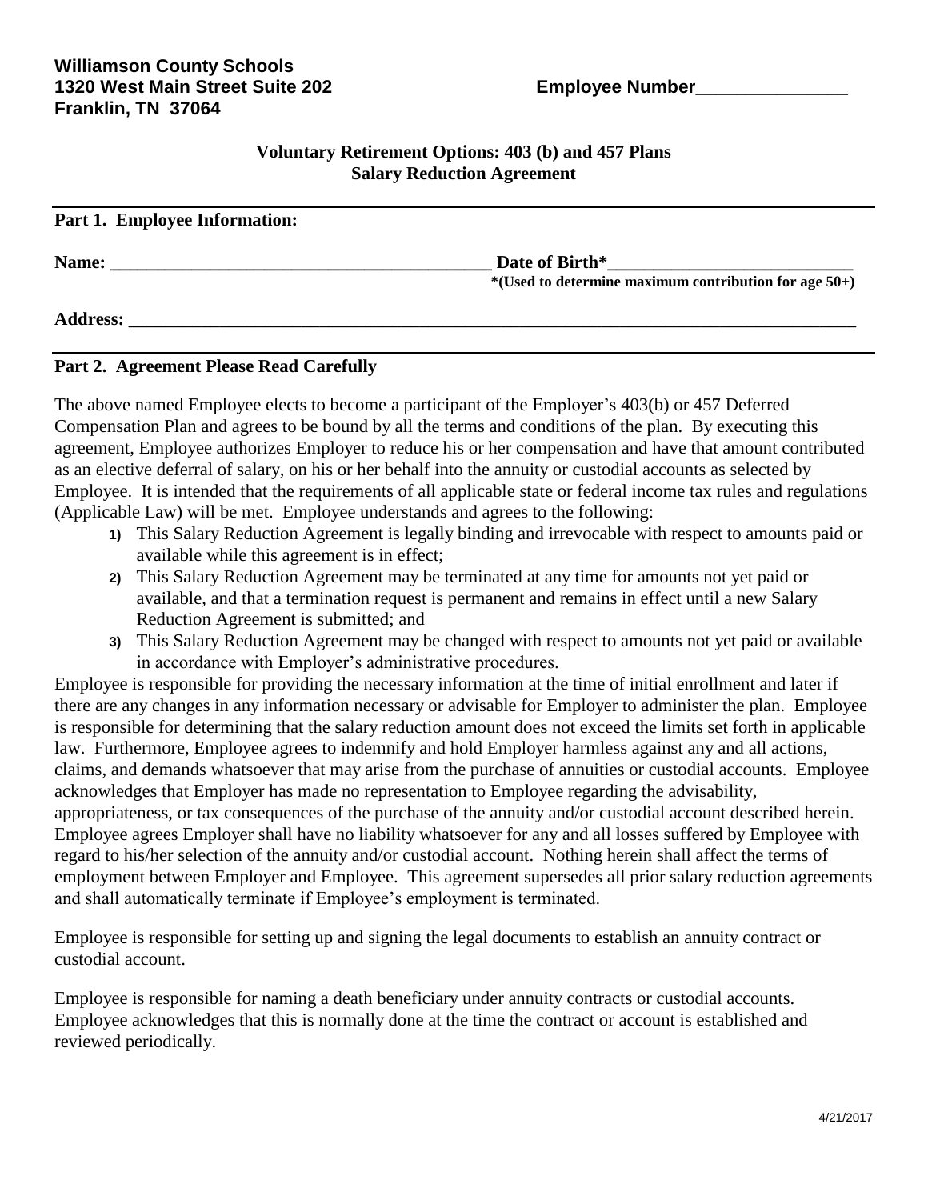**Williamson County Schools**
**1320 West Main Street Suite 202**
**Franklin, TN 37064**

**Employee Number\_\_\_\_\_\_\_\_\_\_\_\_\_\_\_\_**

## Voluntary Retirement Options: 403 (b) and 457 Plans
## Salary Reduction Agreement

---

**Part 1. Employee Information:**

**Name: \_\_\_\_\_\_\_\_\_\_\_\_\_\_\_\_\_\_\_\_\_\_\_\_\_\_\_\_\_\_\_\_\_\_\_\_\_\_\_\_\_\_\_\_ Date of Birth\*\_\_\_\_\_\_\_\_\_\_\_\_\_\_\_\_\_\_\_\_\_\_\_\_\_\_\_\_**
**\*(Used to determine maximum contribution for age 50+)**

**Address: \_\_\_\_\_\_\_\_\_\_\_\_\_\_\_\_\_\_\_\_\_\_\_\_\_\_\_\_\_\_\_\_\_\_\_\_\_\_\_\_\_\_\_\_\_\_\_\_\_\_\_\_\_\_\_\_\_\_\_\_\_\_\_\_\_\_\_\_\_\_\_\_\_\_\_\_\_\_\_\_\_\_\_\_**

---

**Part 2. Agreement Please Read Carefully**

The above named Employee elects to become a participant of the Employer's 403(b) or 457 Deferred Compensation Plan and agrees to be bound by all the terms and conditions of the plan. By executing this agreement, Employee authorizes Employer to reduce his or her compensation and have that amount contributed as an elective deferral of salary, on his or her behalf into the annuity or custodial accounts as selected by Employee. It is intended that the requirements of all applicable state or federal income tax rules and regulations (Applicable Law) will be met. Employee understands and agrees to the following:

1) This Salary Reduction Agreement is legally binding and irrevocable with respect to amounts paid or available while this agreement is in effect;
2) This Salary Reduction Agreement may be terminated at any time for amounts not yet paid or available, and that a termination request is permanent and remains in effect until a new Salary Reduction Agreement is submitted; and
3) This Salary Reduction Agreement may be changed with respect to amounts not yet paid or available in accordance with Employer's administrative procedures.

Employee is responsible for providing the necessary information at the time of initial enrollment and later if there are any changes in any information necessary or advisable for Employer to administer the plan. Employee is responsible for determining that the salary reduction amount does not exceed the limits set forth in applicable law. Furthermore, Employee agrees to indemnify and hold Employer harmless against any and all actions, claims, and demands whatsoever that may arise from the purchase of annuities or custodial accounts. Employee acknowledges that Employer has made no representation to Employee regarding the advisability, appropriateness, or tax consequences of the purchase of the annuity and/or custodial account described herein. Employee agrees Employer shall have no liability whatsoever for any and all losses suffered by Employee with regard to his/her selection of the annuity and/or custodial account. Nothing herein shall affect the terms of employment between Employer and Employee. This agreement supersedes all prior salary reduction agreements and shall automatically terminate if Employee's employment is terminated.

Employee is responsible for setting up and signing the legal documents to establish an annuity contract or custodial account.

Employee is responsible for naming a death beneficiary under annuity contracts or custodial accounts. Employee acknowledges that this is normally done at the time the contract or account is established and reviewed periodically.

4/21/2017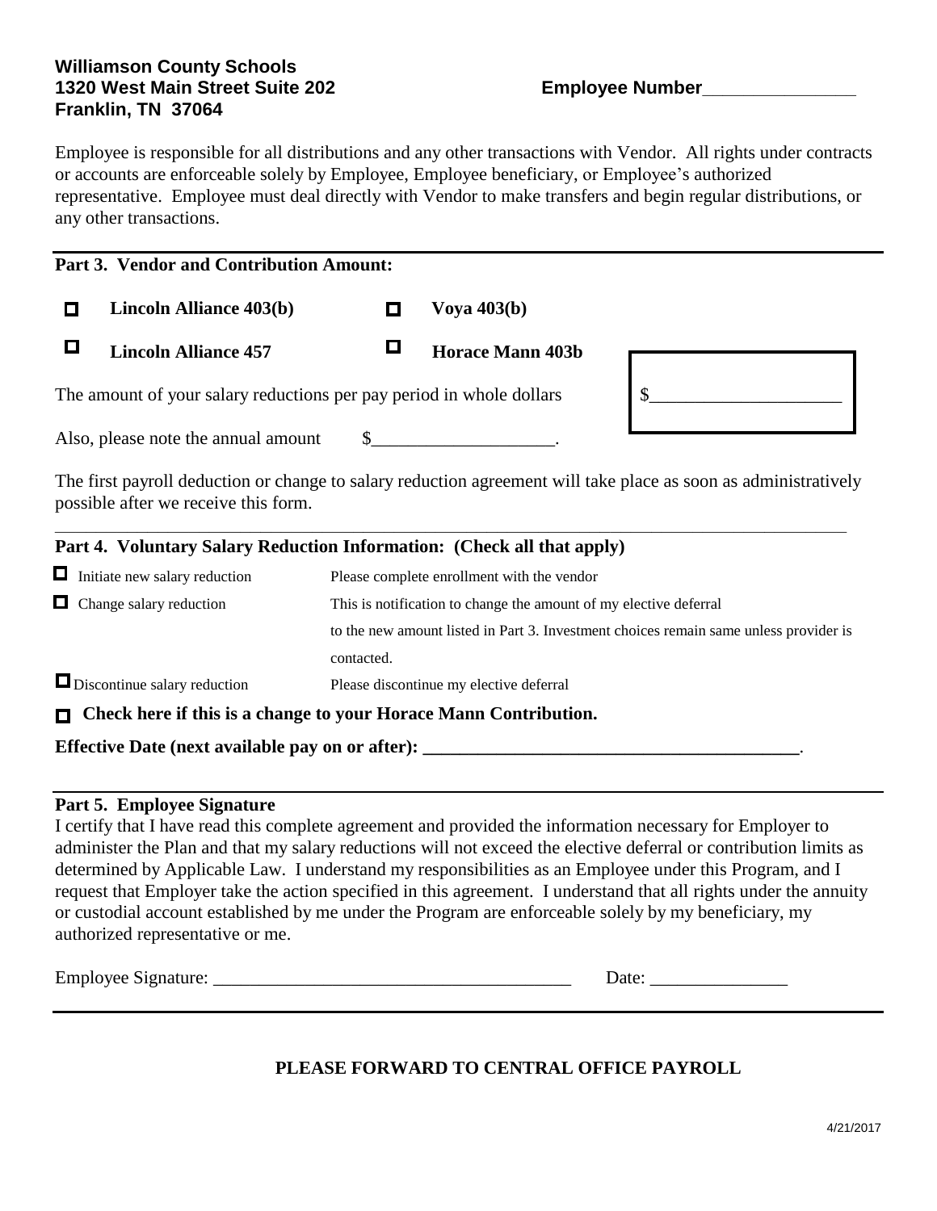**Williamson County Schools**
**1320 West Main Street Suite 202**
**Franklin, TN 37064**

**Employee Number**________________

Employee is responsible for all distributions and any other transactions with Vendor. All rights under contracts or accounts are enforceable solely by Employee, Employee beneficiary, or Employee's authorized representative. Employee must deal directly with Vendor to make transfers and begin regular distributions, or any other transactions.

## Part 3. Vendor and Contribution Amount:

- ☐ **Lincoln Alliance 403(b)**
- ☐ **Voya 403(b)**
- ☐ **Lincoln Alliance 457**
- ☐ **Horace Mann 403b**

The amount of your salary reductions per pay period in whole dollars $_____________________

Also, please note the annual amount $____________________.

The first payroll deduction or change to salary reduction agreement will take place as soon as administratively possible after we receive this form.

## Part 4. Voluntary Salary Reduction Information: (Check all that apply)

| | |
|---|---|
| ☐ Initiate new salary reduction | Please complete enrollment with the vendor |
| ☐ Change salary reduction | This is notification to change the amount of my elective deferral to the new amount listed in Part 3. Investment choices remain same unless provider is contacted. |
| ☐ Discontinue salary reduction | Please discontinue my elective deferral |

☐ **Check here if this is a change to your Horace Mann Contribution.**

**Effective Date (next available pay on or after): __________________________________________.**

## Part 5. Employee Signature

I certify that I have read this complete agreement and provided the information necessary for Employer to administer the Plan and that my salary reductions will not exceed the elective deferral or contribution limits as determined by Applicable Law. I understand my responsibilities as an Employee under this Program, and I request that Employer take the action specified in this agreement. I understand that all rights under the annuity or custodial account established by me under the Program are enforceable solely by my beneficiary, my authorized representative or me.

Employee Signature: _______________________________________ Date: _______________

**PLEASE FORWARD TO CENTRAL OFFICE PAYROLL**

4/21/2017